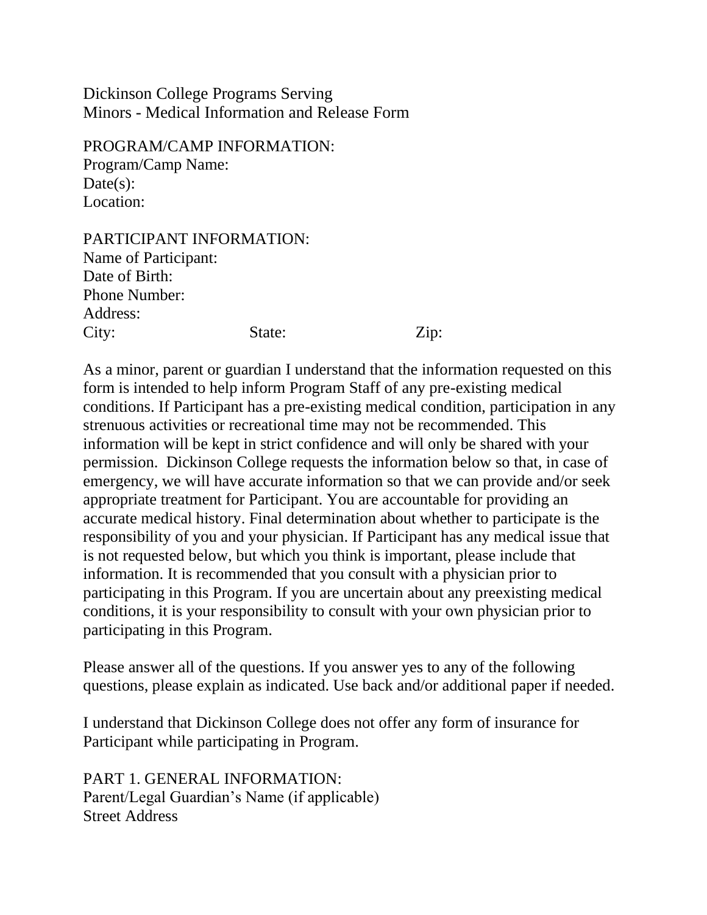# Dickinson College Programs Serving Minors - Medical Information and Release Form

PROGRAM/CAMP INFORMATION:
Program/Camp Name:
Date(s):
Location:

PARTICIPANT INFORMATION:
Name of Participant:
Date of Birth:
Phone Number:
Address:
City: State: Zip:

As a minor, parent or guardian I understand that the information requested on this form is intended to help inform Program Staff of any pre-existing medical conditions. If Participant has a pre-existing medical condition, participation in any strenuous activities or recreational time may not be recommended. This information will be kept in strict confidence and will only be shared with your permission. Dickinson College requests the information below so that, in case of emergency, we will have accurate information so that we can provide and/or seek appropriate treatment for Participant. You are accountable for providing an accurate medical history. Final determination about whether to participate is the responsibility of you and your physician. If Participant has any medical issue that is not requested below, but which you think is important, please include that information. It is recommended that you consult with a physician prior to participating in this Program. If you are uncertain about any preexisting medical conditions, it is your responsibility to consult with your own physician prior to participating in this Program.

Please answer all of the questions. If you answer yes to any of the following questions, please explain as indicated. Use back and/or additional paper if needed.

I understand that Dickinson College does not offer any form of insurance for Participant while participating in Program.

PART 1. GENERAL INFORMATION:
Parent/Legal Guardian's Name (if applicable)
Street Address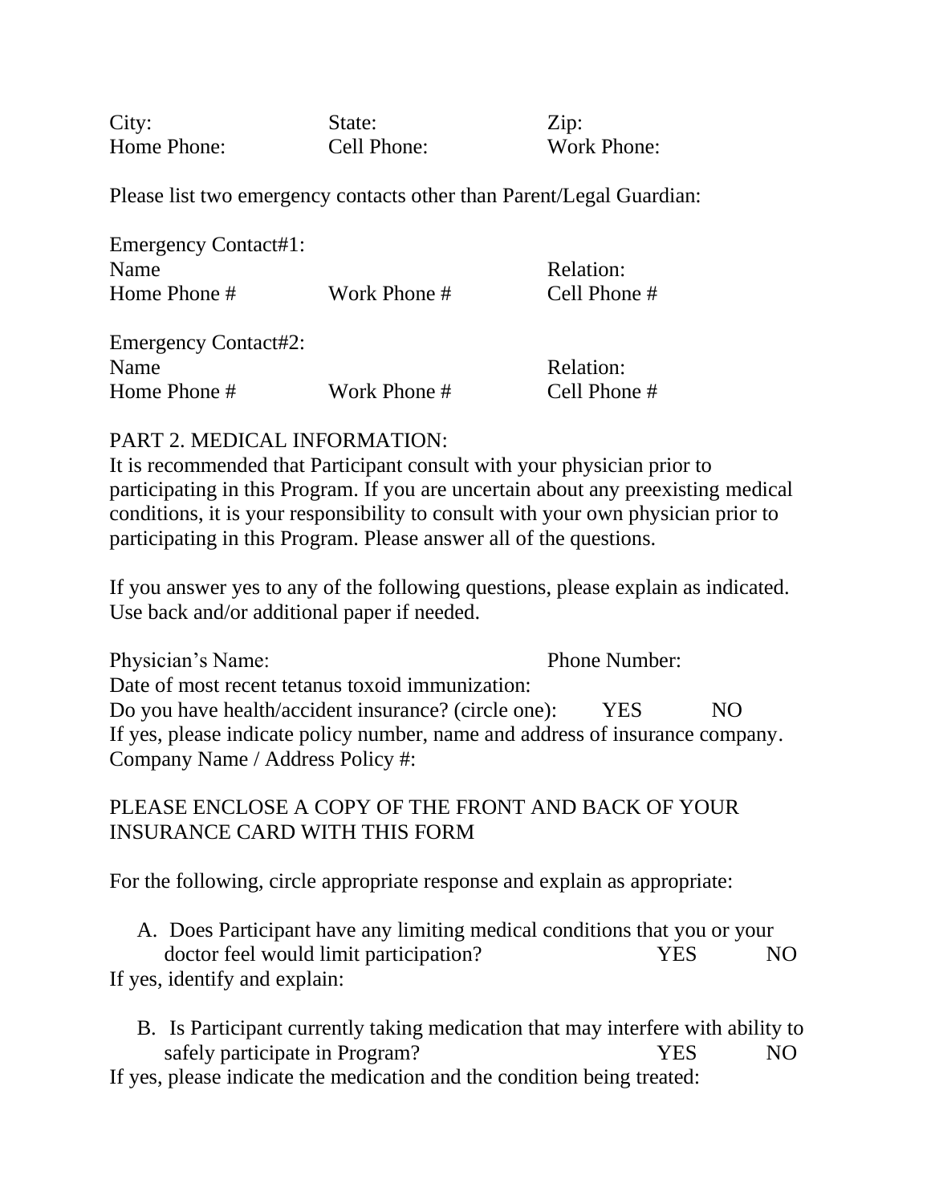City: State: Zip:
Home Phone: Cell Phone: Work Phone:

Please list two emergency contacts other than Parent/Legal Guardian:

Emergency Contact#1:
Name Relation:
Home Phone # Work Phone # Cell Phone #

Emergency Contact#2:
Name Relation:
Home Phone # Work Phone # Cell Phone #

PART 2. MEDICAL INFORMATION:
It is recommended that Participant consult with your physician prior to participating in this Program. If you are uncertain about any preexisting medical conditions, it is your responsibility to consult with your own physician prior to participating in this Program. Please answer all of the questions.

If you answer yes to any of the following questions, please explain as indicated. Use back and/or additional paper if needed.

Physician's Name: Phone Number:
Date of most recent tetanus toxoid immunization:
Do you have health/accident insurance? (circle one): YES NO
If yes, please indicate policy number, name and address of insurance company.
Company Name / Address Policy #:

PLEASE ENCLOSE A COPY OF THE FRONT AND BACK OF YOUR INSURANCE CARD WITH THIS FORM

For the following, circle appropriate response and explain as appropriate:

A. Does Participant have any limiting medical conditions that you or your doctor feel would limit participation? YES NO

If yes, identify and explain:

B. Is Participant currently taking medication that may interfere with ability to safely participate in Program? YES NO

If yes, please indicate the medication and the condition being treated: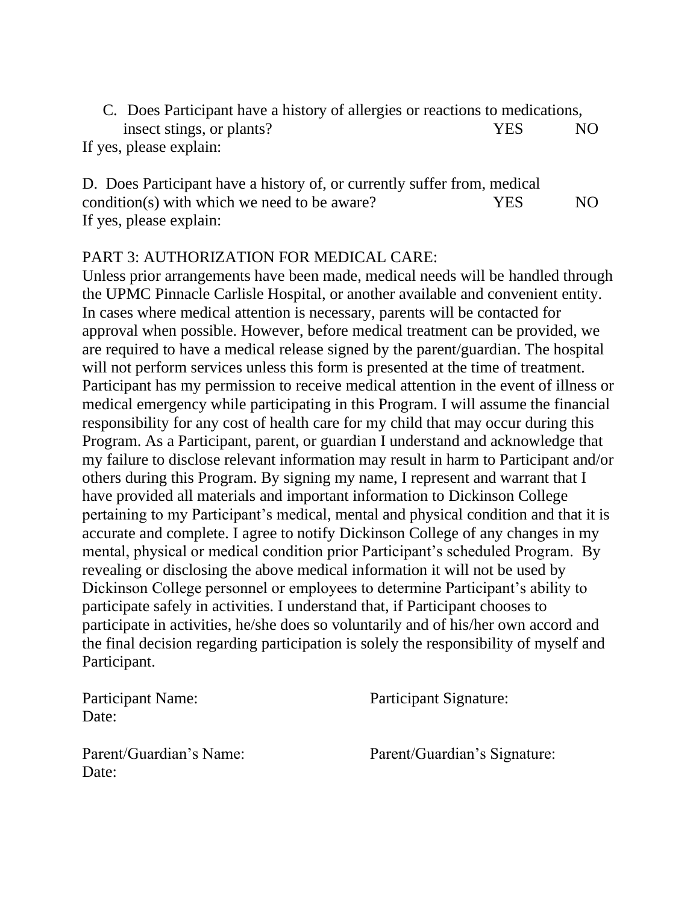C. Does Participant have a history of allergies or reactions to medications, insect stings, or plants? YES NO

If yes, please explain:

D. Does Participant have a history of, or currently suffer from, medical condition(s) with which we need to be aware? YES NO

If yes, please explain:

PART 3: AUTHORIZATION FOR MEDICAL CARE:

Unless prior arrangements have been made, medical needs will be handled through the UPMC Pinnacle Carlisle Hospital, or another available and convenient entity. In cases where medical attention is necessary, parents will be contacted for approval when possible. However, before medical treatment can be provided, we are required to have a medical release signed by the parent/guardian. The hospital will not perform services unless this form is presented at the time of treatment. Participant has my permission to receive medical attention in the event of illness or medical emergency while participating in this Program. I will assume the financial responsibility for any cost of health care for my child that may occur during this Program. As a Participant, parent, or guardian I understand and acknowledge that my failure to disclose relevant information may result in harm to Participant and/or others during this Program. By signing my name, I represent and warrant that I have provided all materials and important information to Dickinson College pertaining to my Participant's medical, mental and physical condition and that it is accurate and complete. I agree to notify Dickinson College of any changes in my mental, physical or medical condition prior Participant's scheduled Program. By revealing or disclosing the above medical information it will not be used by Dickinson College personnel or employees to determine Participant's ability to participate safely in activities. I understand that, if Participant chooses to participate in activities, he/she does so voluntarily and of his/her own accord and the final decision regarding participation is solely the responsibility of myself and Participant.

Participant Name: Participant Signature:

Date:

Parent/Guardian's Name: Parent/Guardian's Signature:

Date: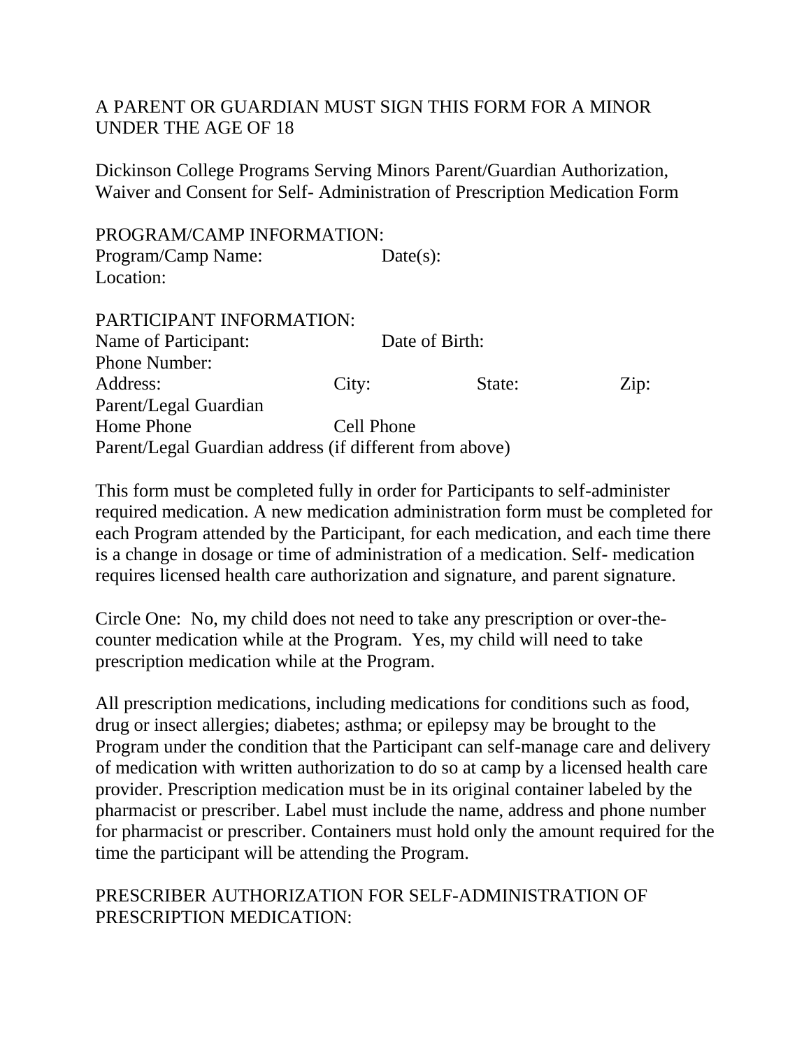A PARENT OR GUARDIAN MUST SIGN THIS FORM FOR A MINOR UNDER THE AGE OF 18

Dickinson College Programs Serving Minors Parent/Guardian Authorization, Waiver and Consent for Self- Administration of Prescription Medication Form

PROGRAM/CAMP INFORMATION:
Program/Camp Name: Date(s):
Location:

PARTICIPANT INFORMATION:
Name of Participant: Date of Birth:
Phone Number:
Address: City: State: Zip:
Parent/Legal Guardian
Home Phone Cell Phone
Parent/Legal Guardian address (if different from above)

This form must be completed fully in order for Participants to self-administer required medication. A new medication administration form must be completed for each Program attended by the Participant, for each medication, and each time there is a change in dosage or time of administration of a medication. Self- medication requires licensed health care authorization and signature, and parent signature.

Circle One: No, my child does not need to take any prescription or over-the-counter medication while at the Program. Yes, my child will need to take prescription medication while at the Program.

All prescription medications, including medications for conditions such as food, drug or insect allergies; diabetes; asthma; or epilepsy may be brought to the Program under the condition that the Participant can self-manage care and delivery of medication with written authorization to do so at camp by a licensed health care provider. Prescription medication must be in its original container labeled by the pharmacist or prescriber. Label must include the name, address and phone number for pharmacist or prescriber. Containers must hold only the amount required for the time the participant will be attending the Program.

PRESCRIBER AUTHORIZATION FOR SELF-ADMINISTRATION OF PRESCRIPTION MEDICATION: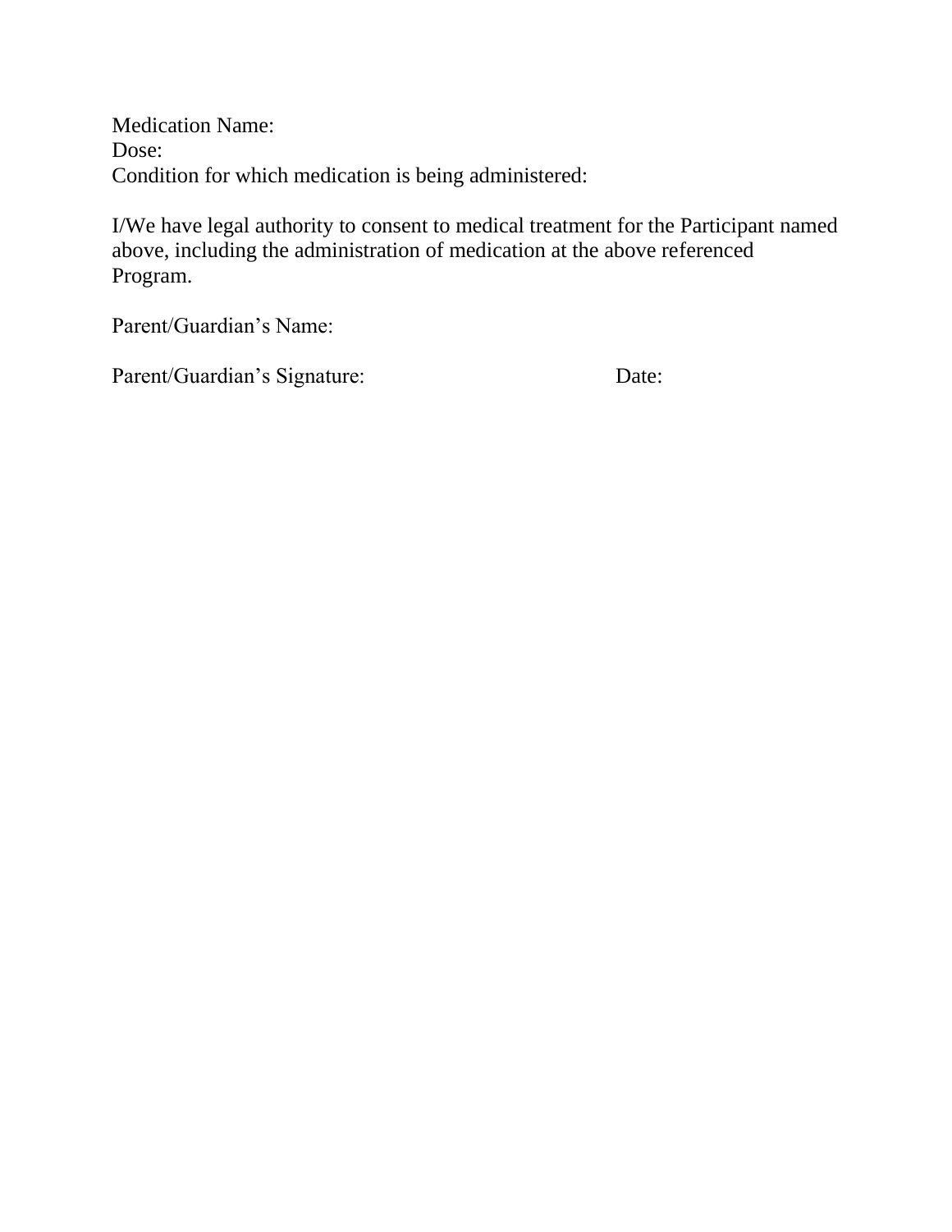Medication Name:
Dose:
Condition for which medication is being administered:

I/We have legal authority to consent to medical treatment for the Participant named above, including the administration of medication at the above referenced Program.

Parent/Guardian's Name:

Parent/Guardian's Signature: Date: